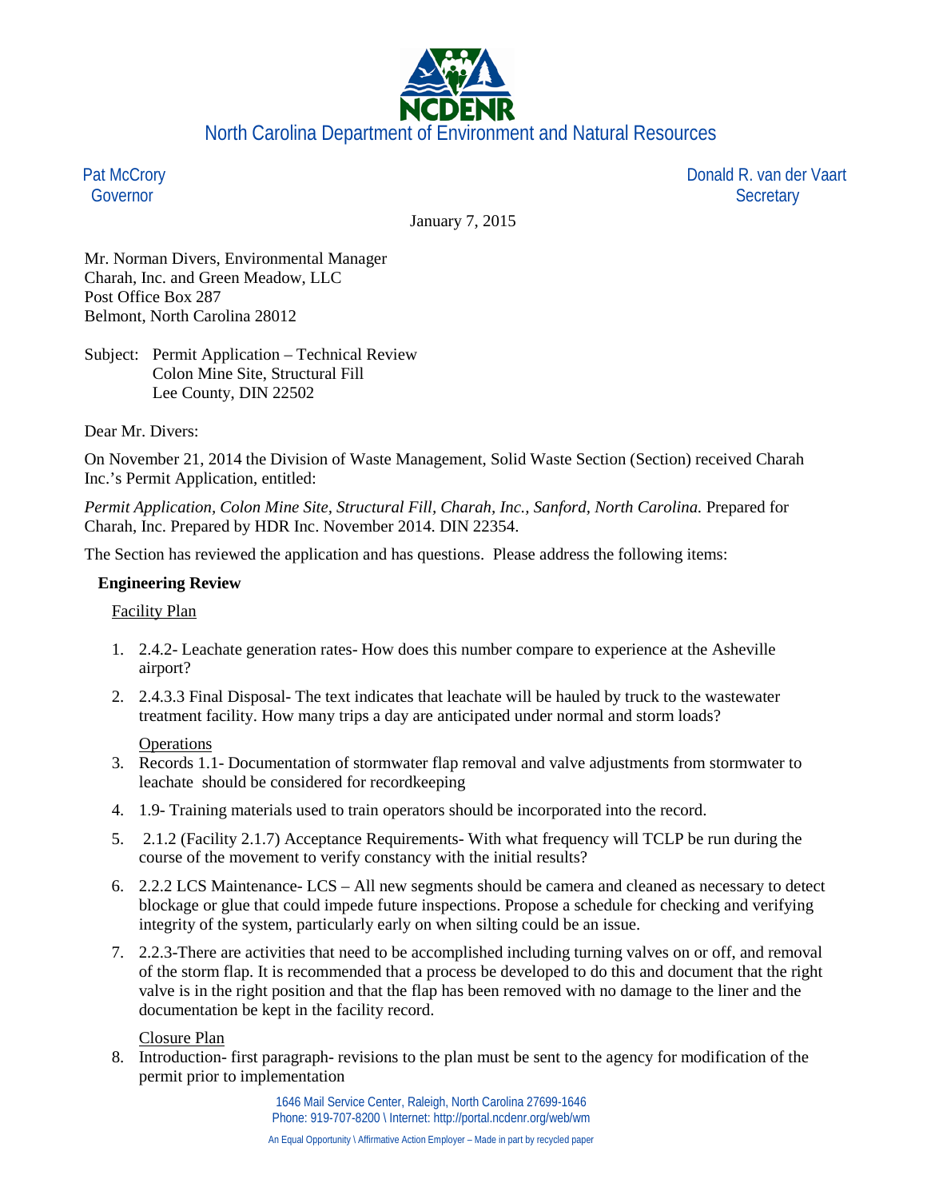North Carolina Department of Environment and Natural Resources

Pat McCrory
Governor

Donald R. van der Vaart
Secretary

January 7, 2015

Mr. Norman Divers, Environmental Manager
Charah, Inc. and Green Meadow, LLC
Post Office Box 287
Belmont, North Carolina 28012

Subject: Permit Application – Technical Review
Colon Mine Site, Structural Fill
Lee County, DIN 22502

Dear Mr. Divers:

On November 21, 2014 the Division of Waste Management, Solid Waste Section (Section) received Charah Inc.'s Permit Application, entitled:

*Permit Application, Colon Mine Site, Structural Fill, Charah, Inc., Sanford, North Carolina.* Prepared for Charah, Inc. Prepared by HDR Inc. November 2014. DIN 22354.

The Section has reviewed the application and has questions. Please address the following items:

**Engineering Review**

Facility Plan

1. 2.4.2- Leachate generation rates- How does this number compare to experience at the Asheville airport?
2. 2.4.3.3 Final Disposal- The text indicates that leachate will be hauled by truck to the wastewater treatment facility. How many trips a day are anticipated under normal and storm loads?

Operations

3. Records 1.1- Documentation of stormwater flap removal and valve adjustments from stormwater to leachate should be considered for recordkeeping
4. 1.9- Training materials used to train operators should be incorporated into the record.
5. 2.1.2 (Facility 2.1.7) Acceptance Requirements- With what frequency will TCLP be run during the course of the movement to verify constancy with the initial results?
6. 2.2.2 LCS Maintenance- LCS – All new segments should be camera and cleaned as necessary to detect blockage or glue that could impede future inspections. Propose a schedule for checking and verifying integrity of the system, particularly early on when silting could be an issue.
7. 2.2.3-There are activities that need to be accomplished including turning valves on or off, and removal of the storm flap. It is recommended that a process be developed to do this and document that the right valve is in the right position and that the flap has been removed with no damage to the liner and the documentation be kept in the facility record.

Closure Plan

8. Introduction- first paragraph- revisions to the plan must be sent to the agency for modification of the permit prior to implementation

1646 Mail Service Center, Raleigh, North Carolina 27699-1646
Phone: 919-707-8200 \ Internet: http://portal.ncdenr.org/web/wm

An Equal Opportunity \ Affirmative Action Employer – Made in part by recycled paper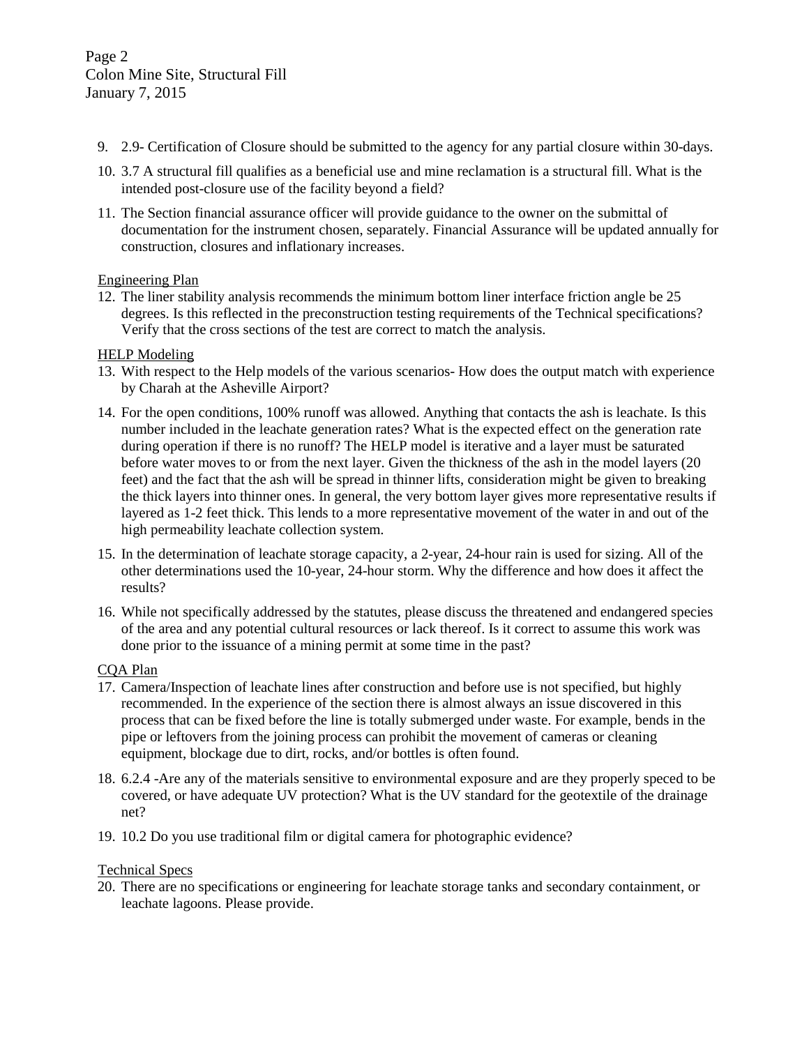9. 2.9- Certification of Closure should be submitted to the agency for any partial closure within 30-days.

10. 3.7 A structural fill qualifies as a beneficial use and mine reclamation is a structural fill. What is the intended post-closure use of the facility beyond a field?

11. The Section financial assurance officer will provide guidance to the owner on the submittal of documentation for the instrument chosen, separately. Financial Assurance will be updated annually for construction, closures and inflationary increases.

<u>Engineering Plan</u>

12. The liner stability analysis recommends the minimum bottom liner interface friction angle be 25 degrees. Is this reflected in the preconstruction testing requirements of the Technical specifications? Verify that the cross sections of the test are correct to match the analysis.

<u>HELP Modeling</u>

13. With respect to the Help models of the various scenarios- How does the output match with experience by Charah at the Asheville Airport?

14. For the open conditions, 100% runoff was allowed. Anything that contacts the ash is leachate. Is this number included in the leachate generation rates? What is the expected effect on the generation rate during operation if there is no runoff? The HELP model is iterative and a layer must be saturated before water moves to or from the next layer. Given the thickness of the ash in the model layers (20 feet) and the fact that the ash will be spread in thinner lifts, consideration might be given to breaking the thick layers into thinner ones. In general, the very bottom layer gives more representative results if layered as 1-2 feet thick. This lends to a more representative movement of the water in and out of the high permeability leachate collection system.

15. In the determination of leachate storage capacity, a 2-year, 24-hour rain is used for sizing. All of the other determinations used the 10-year, 24-hour storm. Why the difference and how does it affect the results?

16. While not specifically addressed by the statutes, please discuss the threatened and endangered species of the area and any potential cultural resources or lack thereof. Is it correct to assume this work was done prior to the issuance of a mining permit at some time in the past?

<u>CQA Plan</u>

17. Camera/Inspection of leachate lines after construction and before use is not specified, but highly recommended. In the experience of the section there is almost always an issue discovered in this process that can be fixed before the line is totally submerged under waste. For example, bends in the pipe or leftovers from the joining process can prohibit the movement of cameras or cleaning equipment, blockage due to dirt, rocks, and/or bottles is often found.

18. 6.2.4 -Are any of the materials sensitive to environmental exposure and are they properly speced to be covered, or have adequate UV protection? What is the UV standard for the geotextile of the drainage net?

19. 10.2 Do you use traditional film or digital camera for photographic evidence?

<u>Technical Specs</u>

20. There are no specifications or engineering for leachate storage tanks and secondary containment, or leachate lagoons. Please provide.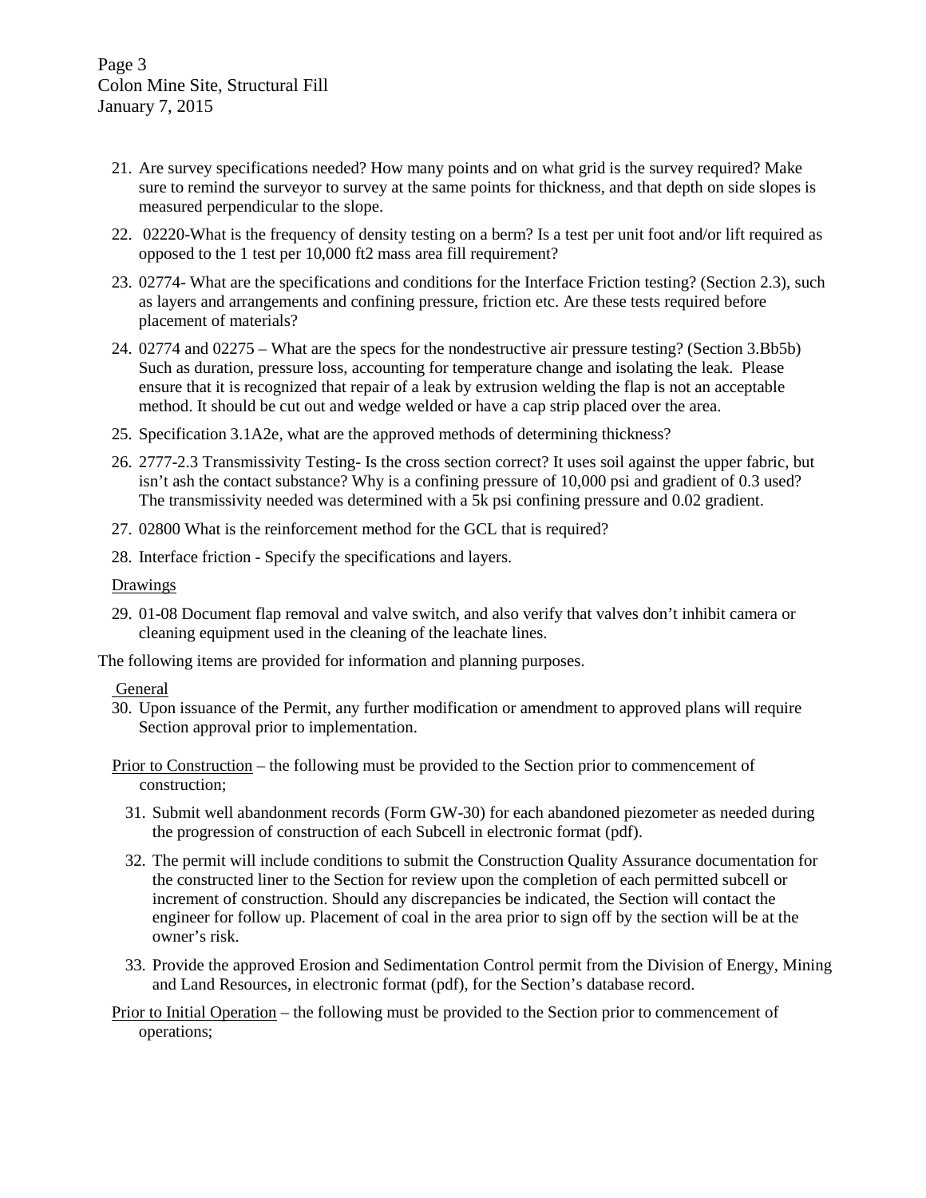21. Are survey specifications needed? How many points and on what grid is the survey required? Make sure to remind the surveyor to survey at the same points for thickness, and that depth on side slopes is measured perpendicular to the slope.

22. 02220-What is the frequency of density testing on a berm? Is a test per unit foot and/or lift required as opposed to the 1 test per 10,000 ft2 mass area fill requirement?

23. 02774- What are the specifications and conditions for the Interface Friction testing? (Section 2.3), such as layers and arrangements and confining pressure, friction etc. Are these tests required before placement of materials?

24. 02774 and 02275 – What are the specs for the nondestructive air pressure testing? (Section 3.Bb5b) Such as duration, pressure loss, accounting for temperature change and isolating the leak. Please ensure that it is recognized that repair of a leak by extrusion welding the flap is not an acceptable method. It should be cut out and wedge welded or have a cap strip placed over the area.

25. Specification 3.1A2e, what are the approved methods of determining thickness?

26. 2777-2.3 Transmissivity Testing- Is the cross section correct? It uses soil against the upper fabric, but isn't ash the contact substance? Why is a confining pressure of 10,000 psi and gradient of 0.3 used? The transmissivity needed was determined with a 5k psi confining pressure and 0.02 gradient.

27. 02800 What is the reinforcement method for the GCL that is required?

28. Interface friction - Specify the specifications and layers.

<u>Drawings</u>

29. 01-08 Document flap removal and valve switch, and also verify that valves don't inhibit camera or cleaning equipment used in the cleaning of the leachate lines.

The following items are provided for information and planning purposes.

<u>General</u>

30. Upon issuance of the Permit, any further modification or amendment to approved plans will require Section approval prior to implementation.

<u>Prior to Construction</u> – the following must be provided to the Section prior to commencement of construction;

31. Submit well abandonment records (Form GW-30) for each abandoned piezometer as needed during the progression of construction of each Subcell in electronic format (pdf).

32. The permit will include conditions to submit the Construction Quality Assurance documentation for the constructed liner to the Section for review upon the completion of each permitted subcell or increment of construction. Should any discrepancies be indicated, the Section will contact the engineer for follow up. Placement of coal in the area prior to sign off by the section will be at the owner's risk.

33. Provide the approved Erosion and Sedimentation Control permit from the Division of Energy, Mining and Land Resources, in electronic format (pdf), for the Section's database record.

<u>Prior to Initial Operation</u> – the following must be provided to the Section prior to commencement of operations;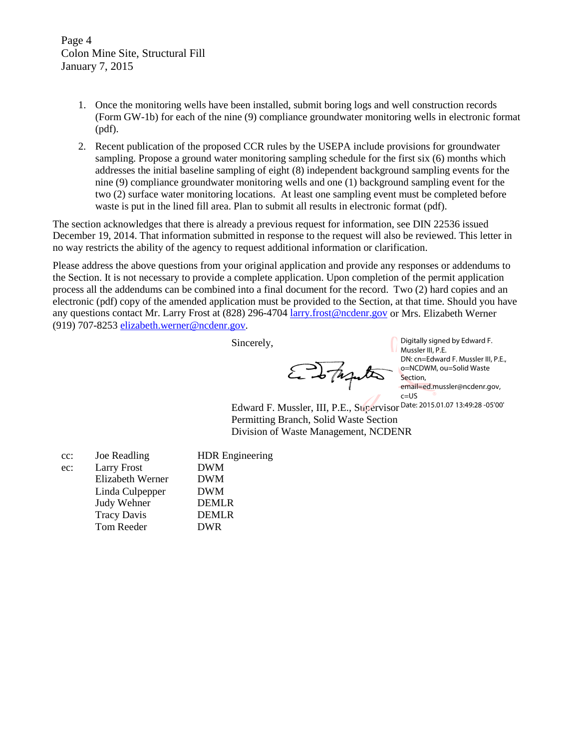1. Once the monitoring wells have been installed, submit boring logs and well construction records (Form GW-1b) for each of the nine (9) compliance groundwater monitoring wells in electronic format (pdf).
2. Recent publication of the proposed CCR rules by the USEPA include provisions for groundwater sampling. Propose a ground water monitoring sampling schedule for the first six (6) months which addresses the initial baseline sampling of eight (8) independent background sampling events for the nine (9) compliance groundwater monitoring wells and one (1) background sampling event for the two (2) surface water monitoring locations. At least one sampling event must be completed before waste is put in the lined fill area. Plan to submit all results in electronic format (pdf).

The section acknowledges that there is already a previous request for information, see DIN 22536 issued December 19, 2014. That information submitted in response to the request will also be reviewed. This letter in no way restricts the ability of the agency to request additional information or clarification.

Please address the above questions from your original application and provide any responses or addendums to the Section. It is not necessary to provide a complete application. Upon completion of the permit application process all the addendums can be combined into a final document for the record. Two (2) hard copies and an electronic (pdf) copy of the amended application must be provided to the Section, at that time. Should you have any questions contact Mr. Larry Frost at (828) 296-4704 larry.frost@ncdenr.gov or Mrs. Elizabeth Werner (919) 707-8253 elizabeth.werner@ncdenr.gov.

Sincerely,

Digitally signed by Edward F. Mussler III, P.E.
DN: cn=Edward F. Mussler III, P.E., o=NCDWM, ou=Solid Waste Section, email=ed.mussler@ncdenr.gov, c=US
Date: 2015.01.07 13:49:28 -05'00'

Edward F. Mussler, III, P.E., Supervisor
Permitting Branch, Solid Waste Section
Division of Waste Management, NCDENR

| | | |
|---|---|---|
| cc: | Joe Readling | HDR Engineering |
| ec: | Larry Frost | DWM |
| | Elizabeth Werner | DWM |
| | Linda Culpepper | DWM |
| | Judy Wehner | DEMLR |
| | Tracy Davis | DEMLR |
| | Tom Reeder | DWR |